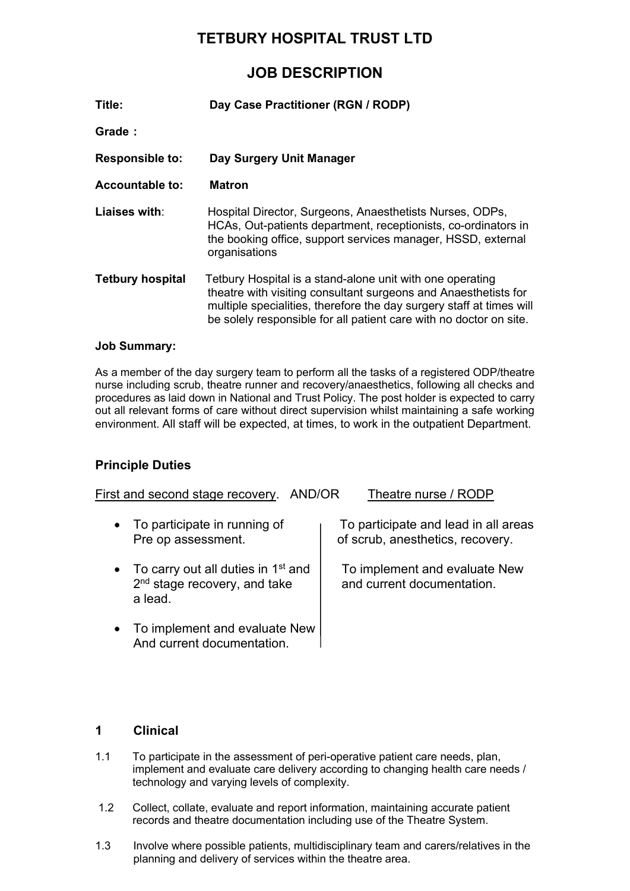# TETBURY HOSPITAL TRUST LTD

## JOB DESCRIPTION

**Title:** **Day Case Practitioner (RGN / RODP)**

**Grade :**

**Responsible to:** **Day Surgery Unit Manager**

**Accountable to:** **Matron**

**Liaises with**: Hospital Director, Surgeons, Anaesthetists Nurses, ODPs, HCAs, Out-patients department, receptionists, co-ordinators in the booking office, support services manager, HSSD, external organisations

**Tetbury hospital** Tetbury Hospital is a stand-alone unit with one operating theatre with visiting consultant surgeons and Anaesthetists for multiple specialities, therefore the day surgery staff at times will be solely responsible for all patient care with no doctor on site.

**Job Summary:**

As a member of the day surgery team to perform all the tasks of a registered ODP/theatre nurse including scrub, theatre runner and recovery/anaesthetics, following all checks and procedures as laid down in National and Trust Policy. The post holder is expected to carry out all relevant forms of care without direct supervision whilst maintaining a safe working environment. All staff will be expected, at times, to work in the outpatient Department.

### Principle Duties

| First and second stage recovery. AND/OR | Theatre nurse / RODP |
|---|---|
| • To participate in running of Pre op assessment. | To participate and lead in all areas of scrub, anesthetics, recovery. |
| • To carry out all duties in 1st and 2nd stage recovery, and take a lead. | To implement and evaluate New and current documentation. |
| • To implement and evaluate New And current documentation. | |

### 1 Clinical

1.1 To participate in the assessment of peri-operative patient care needs, plan, implement and evaluate care delivery according to changing health care needs / technology and varying levels of complexity.

1.2 Collect, collate, evaluate and report information, maintaining accurate patient records and theatre documentation including use of the Theatre System.

1.3 Involve where possible patients, multidisciplinary team and carers/relatives in the planning and delivery of services within the theatre area.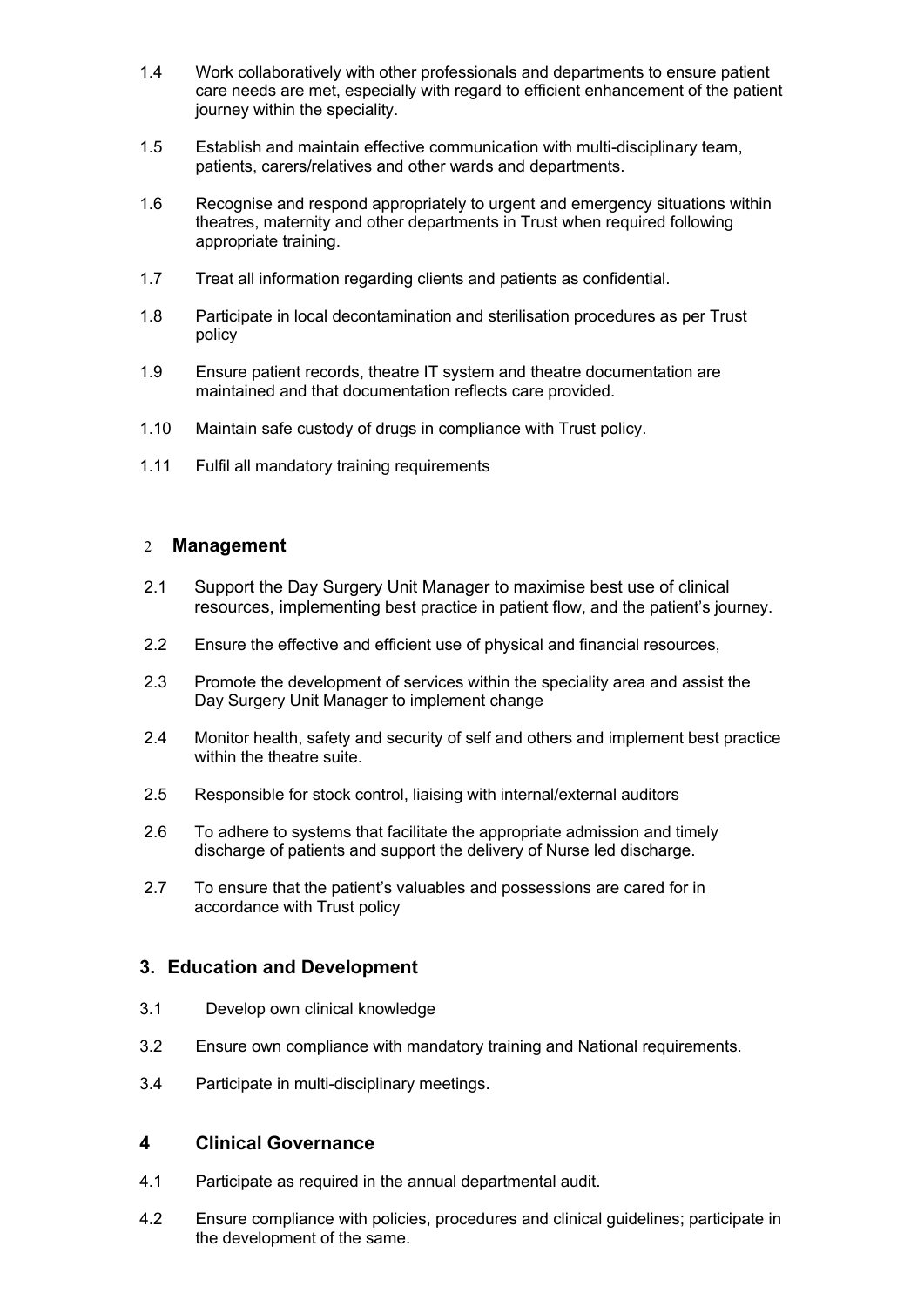1.4 Work collaboratively with other professionals and departments to ensure patient care needs are met, especially with regard to efficient enhancement of the patient journey within the speciality.

1.5 Establish and maintain effective communication with multi-disciplinary team, patients, carers/relatives and other wards and departments.

1.6 Recognise and respond appropriately to urgent and emergency situations within theatres, maternity and other departments in Trust when required following appropriate training.

1.7 Treat all information regarding clients and patients as confidential.

1.8 Participate in local decontamination and sterilisation procedures as per Trust policy

1.9 Ensure patient records, theatre IT system and theatre documentation are maintained and that documentation reflects care provided.

1.10 Maintain safe custody of drugs in compliance with Trust policy.

1.11 Fulfil all mandatory training requirements

## 2 Management

2.1 Support the Day Surgery Unit Manager to maximise best use of clinical resources, implementing best practice in patient flow, and the patient's journey.

2.2 Ensure the effective and efficient use of physical and financial resources,

2.3 Promote the development of services within the speciality area and assist the Day Surgery Unit Manager to implement change

2.4 Monitor health, safety and security of self and others and implement best practice within the theatre suite.

2.5 Responsible for stock control, liaising with internal/external auditors

2.6 To adhere to systems that facilitate the appropriate admission and timely discharge of patients and support the delivery of Nurse led discharge.

2.7 To ensure that the patient's valuables and possessions are cared for in accordance with Trust policy

## 3. Education and Development

3.1 Develop own clinical knowledge

3.2 Ensure own compliance with mandatory training and National requirements.

3.4 Participate in multi-disciplinary meetings.

## 4 Clinical Governance

4.1 Participate as required in the annual departmental audit.

4.2 Ensure compliance with policies, procedures and clinical guidelines; participate in the development of the same.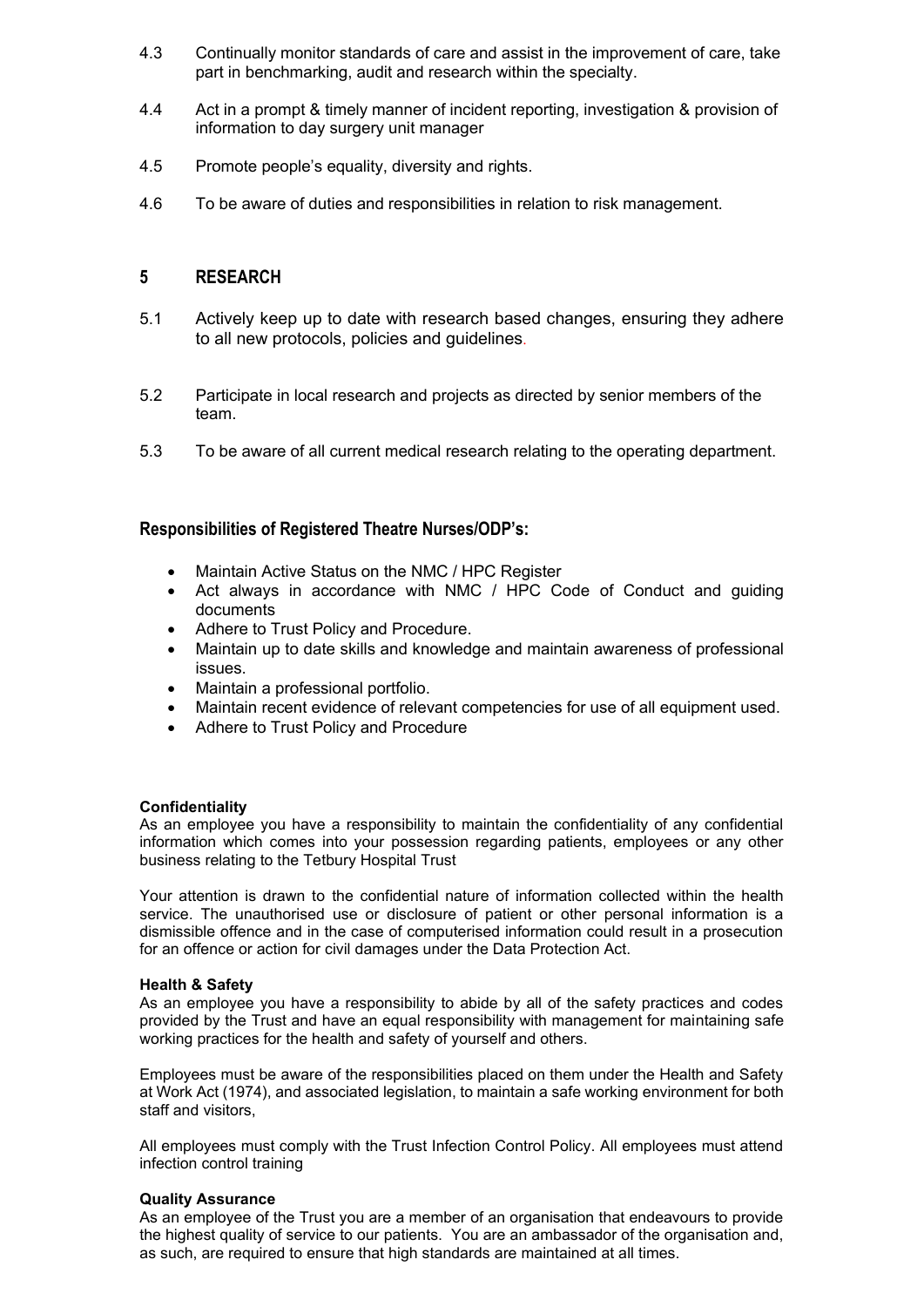4.3 Continually monitor standards of care and assist in the improvement of care, take part in benchmarking, audit and research within the specialty.

4.4 Act in a prompt & timely manner of incident reporting, investigation & provision of information to day surgery unit manager

4.5 Promote people's equality, diversity and rights.

4.6 To be aware of duties and responsibilities in relation to risk management.

## 5 RESEARCH

5.1 Actively keep up to date with research based changes, ensuring they adhere to all new protocols, policies and guidelines.

5.2 Participate in local research and projects as directed by senior members of the team.

5.3 To be aware of all current medical research relating to the operating department.

## Responsibilities of Registered Theatre Nurses/ODP's:

- Maintain Active Status on the NMC / HPC Register
- Act always in accordance with NMC / HPC Code of Conduct and guiding documents
- Adhere to Trust Policy and Procedure.
- Maintain up to date skills and knowledge and maintain awareness of professional issues.
- Maintain a professional portfolio.
- Maintain recent evidence of relevant competencies for use of all equipment used.
- Adhere to Trust Policy and Procedure

**Confidentiality**

As an employee you have a responsibility to maintain the confidentiality of any confidential information which comes into your possession regarding patients, employees or any other business relating to the Tetbury Hospital Trust

Your attention is drawn to the confidential nature of information collected within the health service. The unauthorised use or disclosure of patient or other personal information is a dismissible offence and in the case of computerised information could result in a prosecution for an offence or action for civil damages under the Data Protection Act.

**Health & Safety**

As an employee you have a responsibility to abide by all of the safety practices and codes provided by the Trust and have an equal responsibility with management for maintaining safe working practices for the health and safety of yourself and others.

Employees must be aware of the responsibilities placed on them under the Health and Safety at Work Act (1974), and associated legislation, to maintain a safe working environment for both staff and visitors,

All employees must comply with the Trust Infection Control Policy. All employees must attend infection control training

**Quality Assurance**

As an employee of the Trust you are a member of an organisation that endeavours to provide the highest quality of service to our patients. You are an ambassador of the organisation and, as such, are required to ensure that high standards are maintained at all times.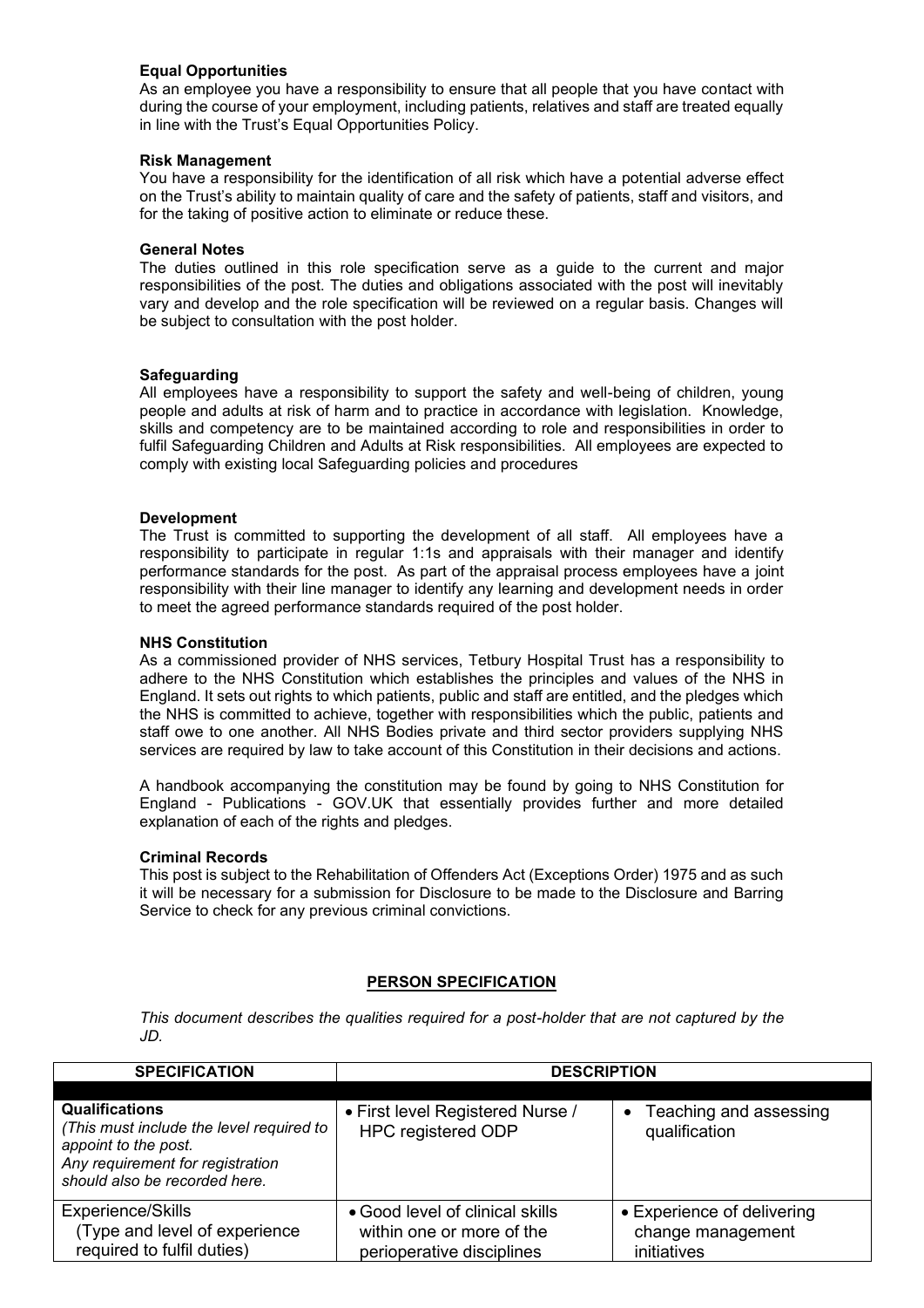**Equal Opportunities**
As an employee you have a responsibility to ensure that all people that you have contact with during the course of your employment, including patients, relatives and staff are treated equally in line with the Trust's Equal Opportunities Policy.

**Risk Management**
You have a responsibility for the identification of all risk which have a potential adverse effect on the Trust's ability to maintain quality of care and the safety of patients, staff and visitors, and for the taking of positive action to eliminate or reduce these.

**General Notes**
The duties outlined in this role specification serve as a guide to the current and major responsibilities of the post. The duties and obligations associated with the post will inevitably vary and develop and the role specification will be reviewed on a regular basis. Changes will be subject to consultation with the post holder.

**Safeguarding**
All employees have a responsibility to support the safety and well-being of children, young people and adults at risk of harm and to practice in accordance with legislation. Knowledge, skills and competency are to be maintained according to role and responsibilities in order to fulfil Safeguarding Children and Adults at Risk responsibilities. All employees are expected to comply with existing local Safeguarding policies and procedures

**Development**
The Trust is committed to supporting the development of all staff. All employees have a responsibility to participate in regular 1:1s and appraisals with their manager and identify performance standards for the post. As part of the appraisal process employees have a joint responsibility with their line manager to identify any learning and development needs in order to meet the agreed performance standards required of the post holder.

**NHS Constitution**
As a commissioned provider of NHS services, Tetbury Hospital Trust has a responsibility to adhere to the NHS Constitution which establishes the principles and values of the NHS in England. It sets out rights to which patients, public and staff are entitled, and the pledges which the NHS is committed to achieve, together with responsibilities which the public, patients and staff owe to one another. All NHS Bodies private and third sector providers supplying NHS services are required by law to take account of this Constitution in their decisions and actions.

A handbook accompanying the constitution may be found by going to NHS Constitution for England - Publications - GOV.UK that essentially provides further and more detailed explanation of each of the rights and pledges.

**Criminal Records**
This post is subject to the Rehabilitation of Offenders Act (Exceptions Order) 1975 and as such it will be necessary for a submission for Disclosure to be made to the Disclosure and Barring Service to check for any previous criminal convictions.

## PERSON SPECIFICATION

*This document describes the qualities required for a post-holder that are not captured by the JD.*

| SPECIFICATION | DESCRIPTION | |
|---|---|---|
| | | |
| **Qualifications** *(This must include the level required to appoint to the post. Any requirement for registration should also be recorded here.* | • First level Registered Nurse / HPC registered ODP | • Teaching and assessing qualification |
| Experience/Skills (Type and level of experience required to fulfil duties) | • Good level of clinical skills within one or more of the perioperative disciplines | • Experience of delivering change management initiatives |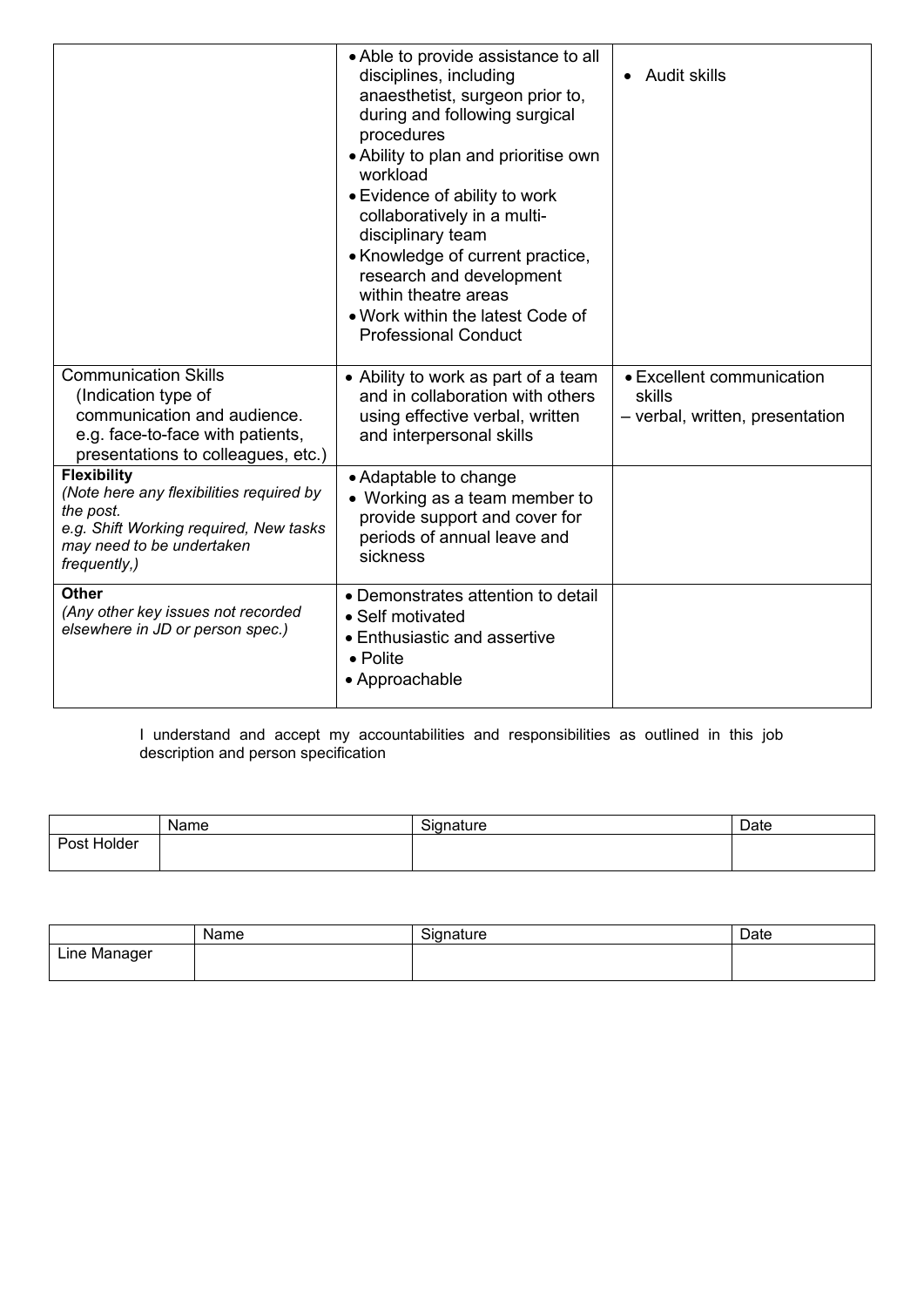| | | |
|---|---|---|
| | • Able to provide assistance to all disciplines, including anaesthetist, surgeon prior to, during and following surgical procedures<br>• Ability to plan and prioritise own workload<br>• Evidence of ability to work collaboratively in a multi-disciplinary team<br>• Knowledge of current practice, research and development within theatre areas<br>• Work within the latest Code of Professional Conduct | • Audit skills |
| Communication Skills (Indication type of communication and audience. e.g. face-to-face with patients, presentations to colleagues, etc.) | • Ability to work as part of a team and in collaboration with others using effective verbal, written and interpersonal skills | • Excellent communication skills – verbal, written, presentation |
| **Flexibility** *(Note here any flexibilities required by the post. e.g. Shift Working required, New tasks may need to be undertaken frequently,)* | • Adaptable to change<br>• Working as a team member to provide support and cover for periods of annual leave and sickness | |
| **Other** *(Any other key issues not recorded elsewhere in JD or person spec.)* | • Demonstrates attention to detail<br>• Self motivated<br>• Enthusiastic and assertive<br>• Polite<br>• Approachable | |

I understand and accept my accountabilities and responsibilities as outlined in this job description and person specification

| | Name | Signature | Date |
|---|---|---|---|
| Post Holder | | | |

| | Name | Signature | Date |
|---|---|---|---|
| Line Manager | | | |